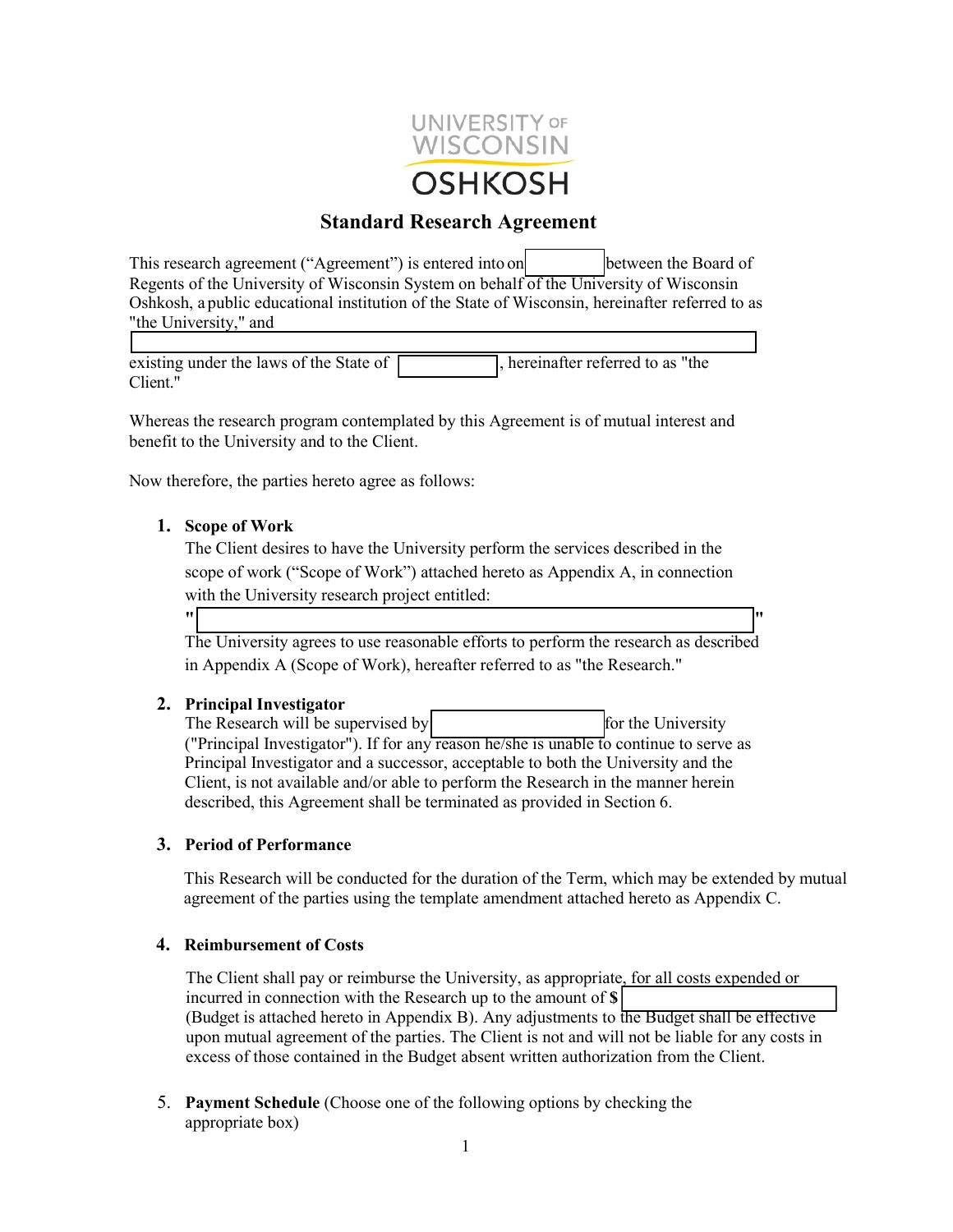UNIVERSITY OF WISCONSIN OSHKOSH

# Standard Research Agreement

This research agreement ("Agreement") is entered into on ________ between the Board of Regents of the University of Wisconsin System on behalf of the University of Wisconsin Oshkosh, a public educational institution of the State of Wisconsin, hereinafter referred to as "the University," and

________________________________________

existing under the laws of the State of ________, hereinafter referred to as "the Client."

Whereas the research program contemplated by this Agreement is of mutual interest and benefit to the University and to the Client.

Now therefore, the parties hereto agree as follows:

1. **Scope of Work**
   The Client desires to have the University perform the services described in the scope of work ("Scope of Work") attached hereto as Appendix A, in connection with the University research project entitled:
   "________________________________________"
   The University agrees to use reasonable efforts to perform the research as described in Appendix A (Scope of Work), hereafter referred to as "the Research."

2. **Principal Investigator**
   The Research will be supervised by ________________ for the University ("Principal Investigator"). If for any reason he/she is unable to continue to serve as Principal Investigator and a successor, acceptable to both the University and the Client, is not available and/or able to perform the Research in the manner herein described, this Agreement shall be terminated as provided in Section 6.

3. **Period of Performance**

   This Research will be conducted for the duration of the Term, which may be extended by mutual agreement of the parties using the template amendment attached hereto as Appendix C.

4. **Reimbursement of Costs**

   The Client shall pay or reimburse the University, as appropriate, for all costs expended or incurred in connection with the Research up to the amount of **$** ________________ (Budget is attached hereto in Appendix B). Any adjustments to the Budget shall be effective upon mutual agreement of the parties. The Client is not and will not be liable for any costs in excess of those contained in the Budget absent written authorization from the Client.

5. **Payment Schedule** (Choose one of the following options by checking the appropriate box)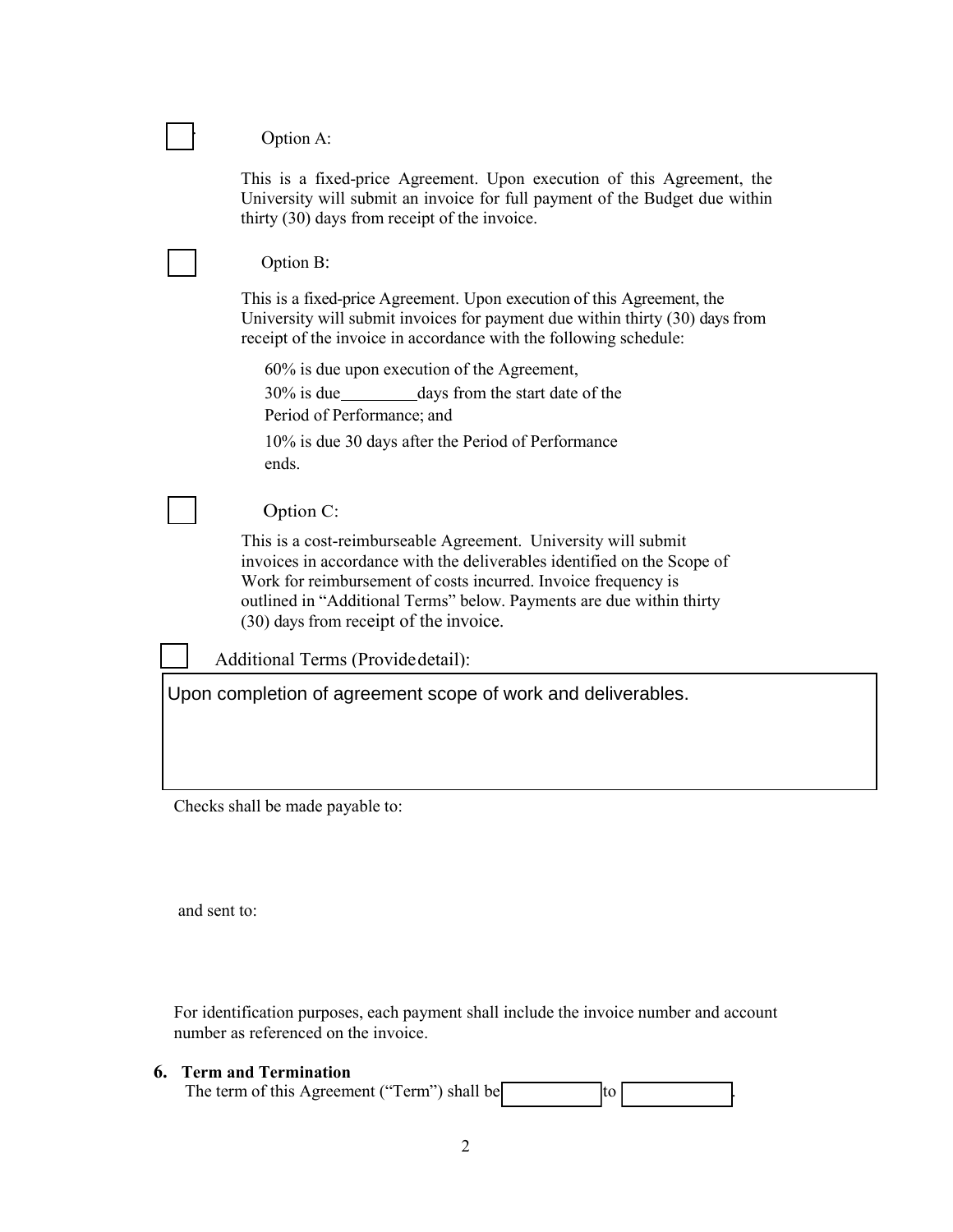☐ Option A:

This is a fixed-price Agreement. Upon execution of this Agreement, the University will submit an invoice for full payment of the Budget due within thirty (30) days from receipt of the invoice.

☐ Option B:

This is a fixed-price Agreement. Upon execution of this Agreement, the University will submit invoices for payment due within thirty (30) days from receipt of the invoice in accordance with the following schedule:

60% is due upon execution of the Agreement,

30% is due_________days from the start date of the Period of Performance; and

10% is due 30 days after the Period of Performance ends.

☐ Option C:

This is a cost-reimburseable Agreement. University will submit invoices in accordance with the deliverables identified on the Scope of Work for reimbursement of costs incurred. Invoice frequency is outlined in "Additional Terms" below. Payments are due within thirty (30) days from receipt of the invoice.

☐ Additional Terms (Provide detail):

Upon completion of agreement scope of work and deliverables.

Checks shall be made payable to:

and sent to:

For identification purposes, each payment shall include the invoice number and account number as referenced on the invoice.

**6. Term and Termination**

The term of this Agreement ("Term") shall be ____________ to ____________.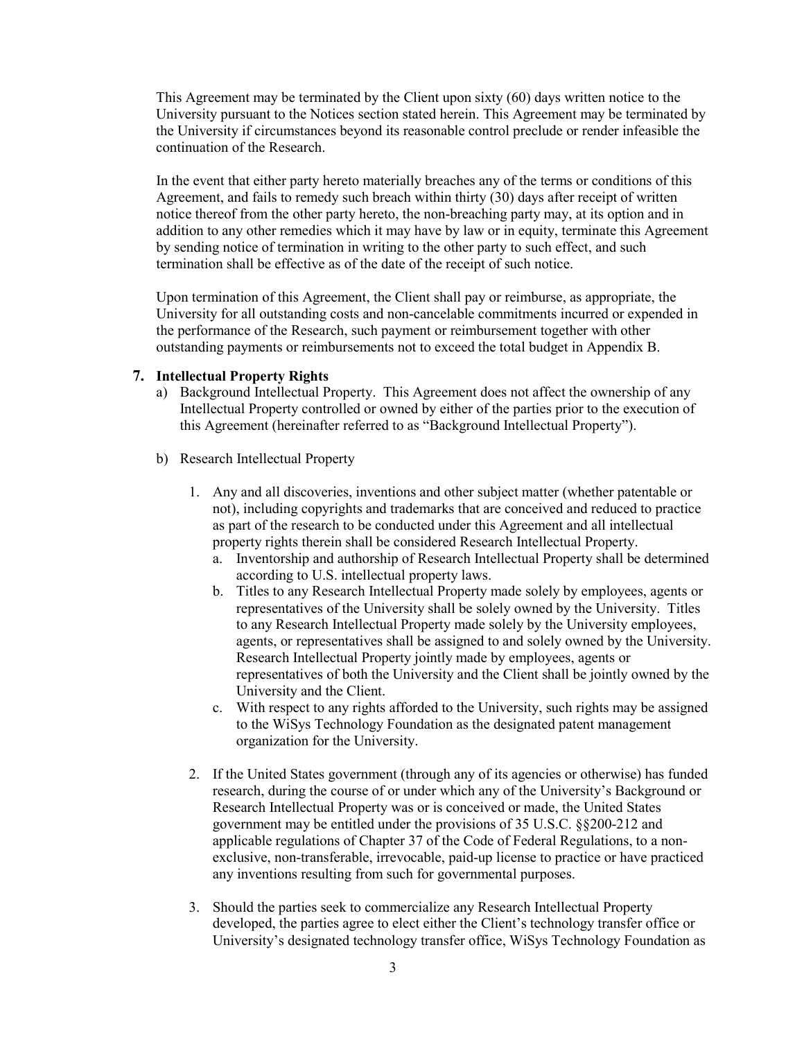This Agreement may be terminated by the Client upon sixty (60) days written notice to the University pursuant to the Notices section stated herein. This Agreement may be terminated by the University if circumstances beyond its reasonable control preclude or render infeasible the continuation of the Research.

In the event that either party hereto materially breaches any of the terms or conditions of this Agreement, and fails to remedy such breach within thirty (30) days after receipt of written notice thereof from the other party hereto, the non-breaching party may, at its option and in addition to any other remedies which it may have by law or in equity, terminate this Agreement by sending notice of termination in writing to the other party to such effect, and such termination shall be effective as of the date of the receipt of such notice.

Upon termination of this Agreement, the Client shall pay or reimburse, as appropriate, the University for all outstanding costs and non-cancelable commitments incurred or expended in the performance of the Research, such payment or reimbursement together with other outstanding payments or reimbursements not to exceed the total budget in Appendix B.

## 7. Intellectual Property Rights

a) Background Intellectual Property. This Agreement does not affect the ownership of any Intellectual Property controlled or owned by either of the parties prior to the execution of this Agreement (hereinafter referred to as "Background Intellectual Property").

b) Research Intellectual Property

1. Any and all discoveries, inventions and other subject matter (whether patentable or not), including copyrights and trademarks that are conceived and reduced to practice as part of the research to be conducted under this Agreement and all intellectual property rights therein shall be considered Research Intellectual Property.
   a. Inventorship and authorship of Research Intellectual Property shall be determined according to U.S. intellectual property laws.
   b. Titles to any Research Intellectual Property made solely by employees, agents or representatives of the University shall be solely owned by the University. Titles to any Research Intellectual Property made solely by the University employees, agents, or representatives shall be assigned to and solely owned by the University. Research Intellectual Property jointly made by employees, agents or representatives of both the University and the Client shall be jointly owned by the University and the Client.
   c. With respect to any rights afforded to the University, such rights may be assigned to the WiSys Technology Foundation as the designated patent management organization for the University.

2. If the United States government (through any of its agencies or otherwise) has funded research, during the course of or under which any of the University's Background or Research Intellectual Property was or is conceived or made, the United States government may be entitled under the provisions of 35 U.S.C. §§200-212 and applicable regulations of Chapter 37 of the Code of Federal Regulations, to a non-exclusive, non-transferable, irrevocable, paid-up license to practice or have practiced any inventions resulting from such for governmental purposes.

3. Should the parties seek to commercialize any Research Intellectual Property developed, the parties agree to elect either the Client's technology transfer office or University's designated technology transfer office, WiSys Technology Foundation as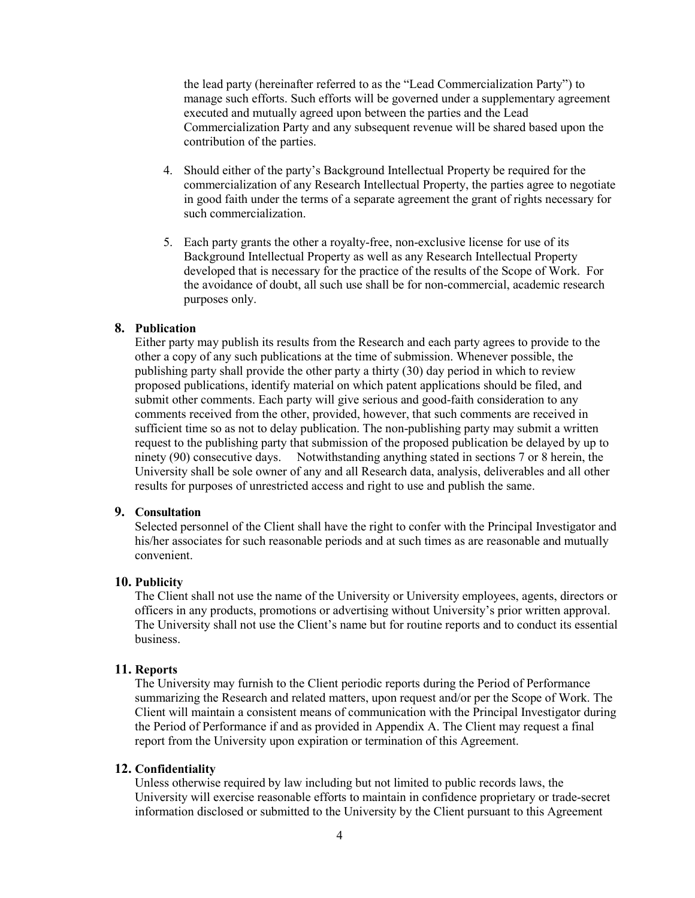the lead party (hereinafter referred to as the "Lead Commercialization Party") to manage such efforts. Such efforts will be governed under a supplementary agreement executed and mutually agreed upon between the parties and the Lead Commercialization Party and any subsequent revenue will be shared based upon the contribution of the parties.

4. Should either of the party's Background Intellectual Property be required for the commercialization of any Research Intellectual Property, the parties agree to negotiate in good faith under the terms of a separate agreement the grant of rights necessary for such commercialization.

5. Each party grants the other a royalty-free, non-exclusive license for use of its Background Intellectual Property as well as any Research Intellectual Property developed that is necessary for the practice of the results of the Scope of Work. For the avoidance of doubt, all such use shall be for non-commercial, academic research purposes only.

## 8. Publication

Either party may publish its results from the Research and each party agrees to provide to the other a copy of any such publications at the time of submission. Whenever possible, the publishing party shall provide the other party a thirty (30) day period in which to review proposed publications, identify material on which patent applications should be filed, and submit other comments. Each party will give serious and good-faith consideration to any comments received from the other, provided, however, that such comments are received in sufficient time so as not to delay publication. The non-publishing party may submit a written request to the publishing party that submission of the proposed publication be delayed by up to ninety (90) consecutive days. Notwithstanding anything stated in sections 7 or 8 herein, the University shall be sole owner of any and all Research data, analysis, deliverables and all other results for purposes of unrestricted access and right to use and publish the same.

## 9. Consultation

Selected personnel of the Client shall have the right to confer with the Principal Investigator and his/her associates for such reasonable periods and at such times as are reasonable and mutually convenient.

## 10. Publicity

The Client shall not use the name of the University or University employees, agents, directors or officers in any products, promotions or advertising without University's prior written approval. The University shall not use the Client's name but for routine reports and to conduct its essential business.

## 11. Reports

The University may furnish to the Client periodic reports during the Period of Performance summarizing the Research and related matters, upon request and/or per the Scope of Work. The Client will maintain a consistent means of communication with the Principal Investigator during the Period of Performance if and as provided in Appendix A. The Client may request a final report from the University upon expiration or termination of this Agreement.

## 12. Confidentiality

Unless otherwise required by law including but not limited to public records laws, the University will exercise reasonable efforts to maintain in confidence proprietary or trade-secret information disclosed or submitted to the University by the Client pursuant to this Agreement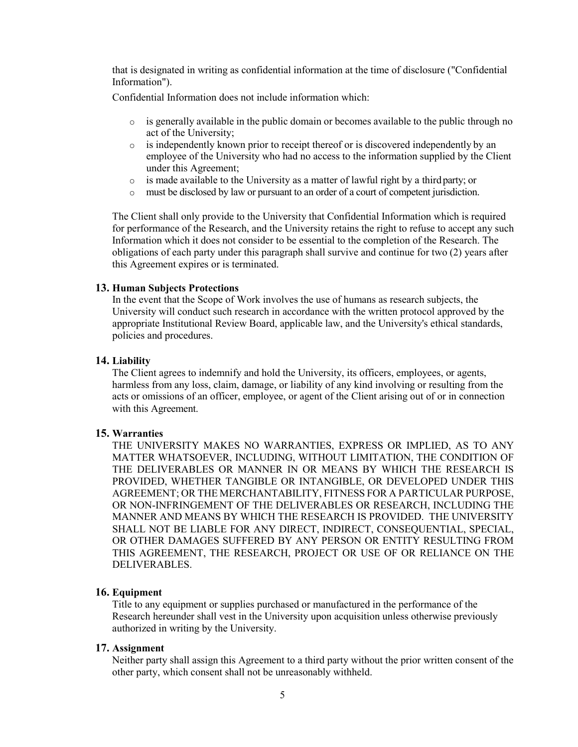that is designated in writing as confidential information at the time of disclosure ("Confidential Information").

Confidential Information does not include information which:

- is generally available in the public domain or becomes available to the public through no act of the University;
- is independently known prior to receipt thereof or is discovered independently by an employee of the University who had no access to the information supplied by the Client under this Agreement;
- is made available to the University as a matter of lawful right by a third party; or
- must be disclosed by law or pursuant to an order of a court of competent jurisdiction.

The Client shall only provide to the University that Confidential Information which is required for performance of the Research, and the University retains the right to refuse to accept any such Information which it does not consider to be essential to the completion of the Research. The obligations of each party under this paragraph shall survive and continue for two (2) years after this Agreement expires or is terminated.

**13. Human Subjects Protections**

In the event that the Scope of Work involves the use of humans as research subjects, the University will conduct such research in accordance with the written protocol approved by the appropriate Institutional Review Board, applicable law, and the University's ethical standards, policies and procedures.

**14. Liability**

The Client agrees to indemnify and hold the University, its officers, employees, or agents, harmless from any loss, claim, damage, or liability of any kind involving or resulting from the acts or omissions of an officer, employee, or agent of the Client arising out of or in connection with this Agreement.

**15. Warranties**

THE UNIVERSITY MAKES NO WARRANTIES, EXPRESS OR IMPLIED, AS TO ANY MATTER WHATSOEVER, INCLUDING, WITHOUT LIMITATION, THE CONDITION OF THE DELIVERABLES OR MANNER IN OR MEANS BY WHICH THE RESEARCH IS PROVIDED, WHETHER TANGIBLE OR INTANGIBLE, OR DEVELOPED UNDER THIS AGREEMENT; OR THE MERCHANTABILITY, FITNESS FOR A PARTICULAR PURPOSE, OR NON-INFRINGEMENT OF THE DELIVERABLES OR RESEARCH, INCLUDING THE MANNER AND MEANS BY WHICH THE RESEARCH IS PROVIDED. THE UNIVERSITY SHALL NOT BE LIABLE FOR ANY DIRECT, INDIRECT, CONSEQUENTIAL, SPECIAL, OR OTHER DAMAGES SUFFERED BY ANY PERSON OR ENTITY RESULTING FROM THIS AGREEMENT, THE RESEARCH, PROJECT OR USE OF OR RELIANCE ON THE DELIVERABLES.

**16. Equipment**

Title to any equipment or supplies purchased or manufactured in the performance of the Research hereunder shall vest in the University upon acquisition unless otherwise previously authorized in writing by the University.

**17. Assignment**

Neither party shall assign this Agreement to a third party without the prior written consent of the other party, which consent shall not be unreasonably withheld.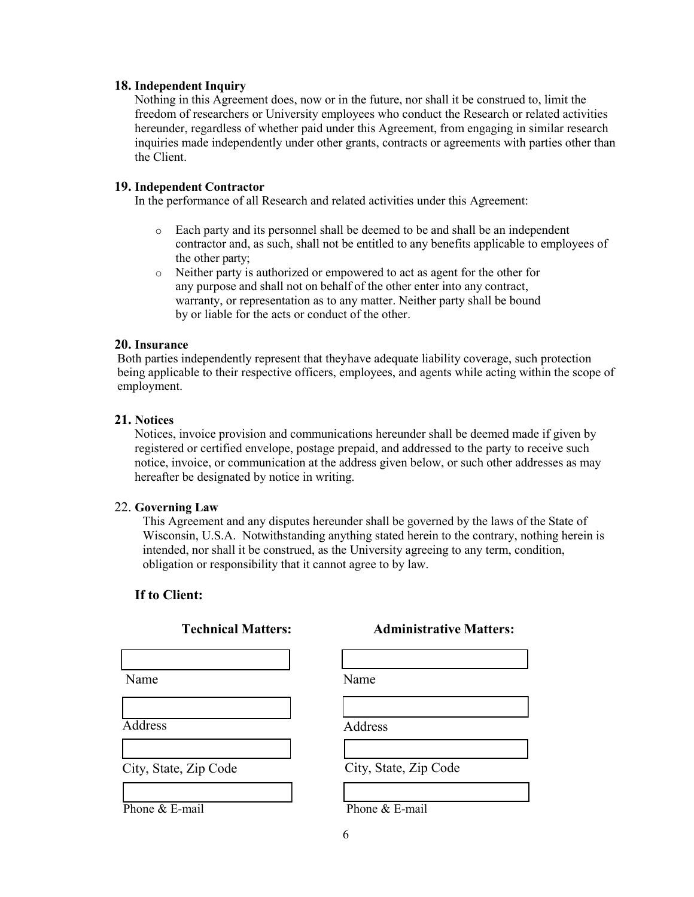**18. Independent Inquiry**

Nothing in this Agreement does, now or in the future, nor shall it be construed to, limit the freedom of researchers or University employees who conduct the Research or related activities hereunder, regardless of whether paid under this Agreement, from engaging in similar research inquiries made independently under other grants, contracts or agreements with parties other than the Client.

**19. Independent Contractor**

In the performance of all Research and related activities under this Agreement:

- Each party and its personnel shall be deemed to be and shall be an independent contractor and, as such, shall not be entitled to any benefits applicable to employees of the other party;
- Neither party is authorized or empowered to act as agent for the other for any purpose and shall not on behalf of the other enter into any contract, warranty, or representation as to any matter. Neither party shall be bound by or liable for the acts or conduct of the other.

**20. Insurance**

Both parties independently represent that theyhave adequate liability coverage, such protection being applicable to their respective officers, employees, and agents while acting within the scope of employment.

**21. Notices**

Notices, invoice provision and communications hereunder shall be deemed made if given by registered or certified envelope, postage prepaid, and addressed to the party to receive such notice, invoice, or communication at the address given below, or such other addresses as may hereafter be designated by notice in writing.

22. **Governing Law**

This Agreement and any disputes hereunder shall be governed by the laws of the State of Wisconsin, U.S.A. Notwithstanding anything stated herein to the contrary, nothing herein is intended, nor shall it be construed, as the University agreeing to any term, condition, obligation or responsibility that it cannot agree to by law.

**If to Client:**

| **Technical Matters:** | **Administrative Matters:** |
| --- | --- |
| Name | Name |
| Address | Address |
| City, State, Zip Code | City, State, Zip Code |
| Phone & E-mail | Phone & E-mail |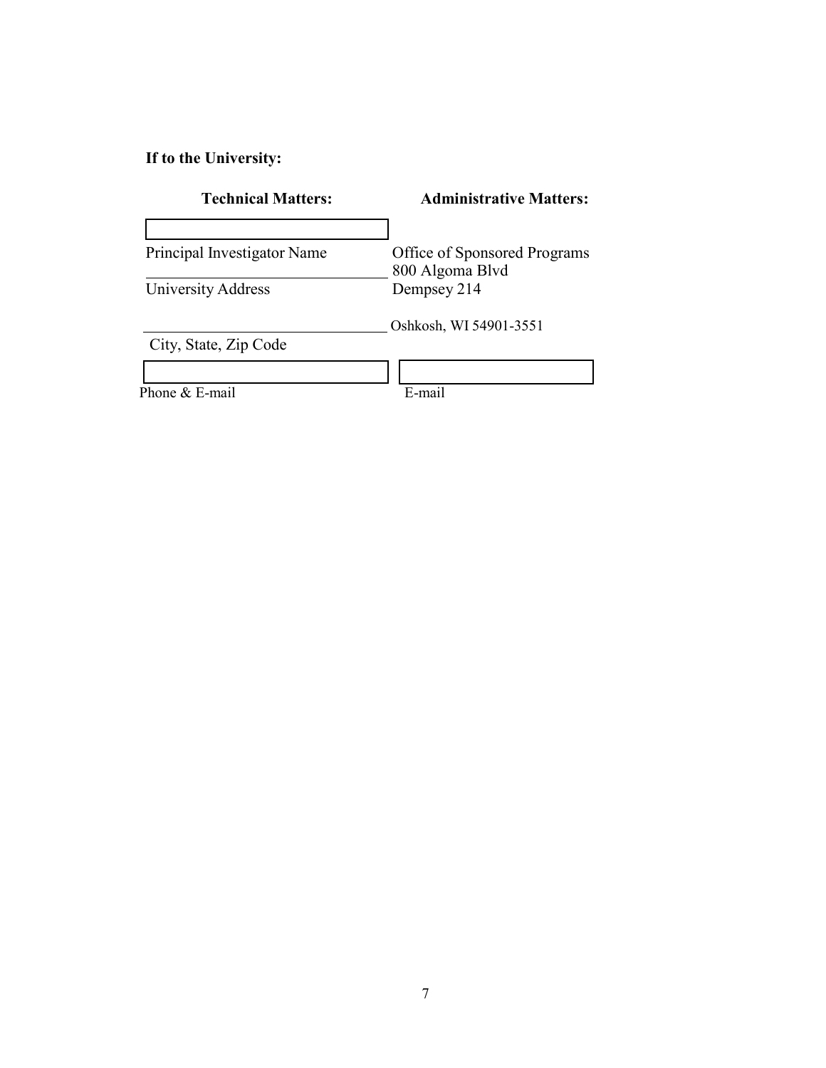**If to the University:**

| Technical Matters: | Administrative Matters: |
|---|---|
| | |
| Principal Investigator Name | Office of Sponsored Programs |
| | 800 Algoma Blvd |
| University Address | Dempsey 214 |
| | Oshkosh, WI 54901-3551 |
| City, State, Zip Code | |
| | |
| Phone & E-mail | E-mail |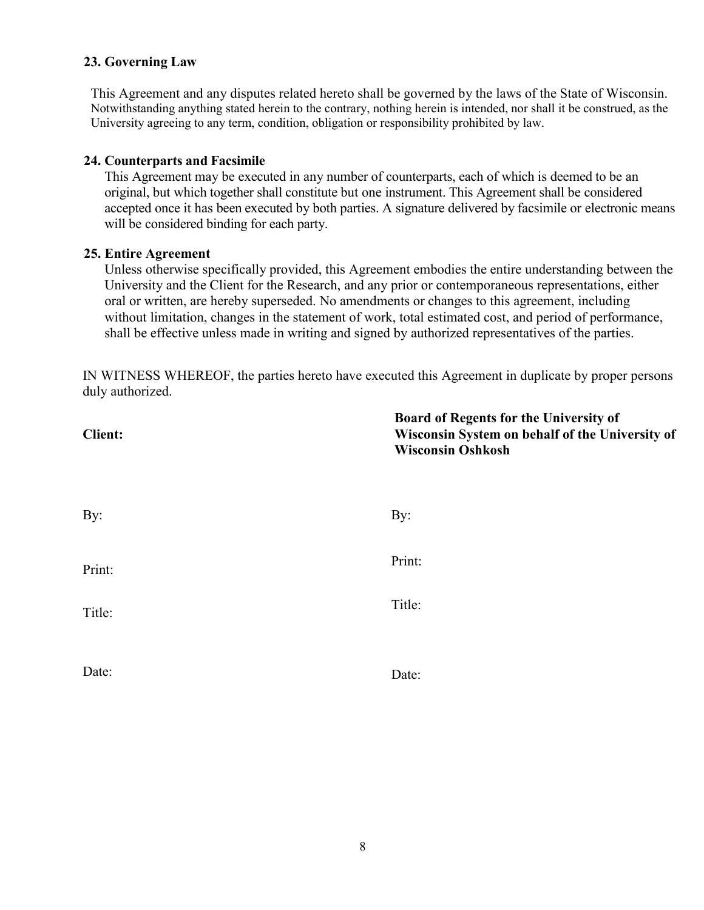### 23. Governing Law

This Agreement and any disputes related hereto shall be governed by the laws of the State of Wisconsin. Notwithstanding anything stated herein to the contrary, nothing herein is intended, nor shall it be construed, as the University agreeing to any term, condition, obligation or responsibility prohibited by law.

### 24. Counterparts and Facsimile

This Agreement may be executed in any number of counterparts, each of which is deemed to be an original, but which together shall constitute but one instrument. This Agreement shall be considered accepted once it has been executed by both parties. A signature delivered by facsimile or electronic means will be considered binding for each party.

### 25. Entire Agreement

Unless otherwise specifically provided, this Agreement embodies the entire understanding between the University and the Client for the Research, and any prior or contemporaneous representations, either oral or written, are hereby superseded. No amendments or changes to this agreement, including without limitation, changes in the statement of work, total estimated cost, and period of performance, shall be effective unless made in writing and signed by authorized representatives of the parties.

IN WITNESS WHEREOF, the parties hereto have executed this Agreement in duplicate by proper persons duly authorized.

| | |
|---|---|
| **Client:** | **Board of Regents for the University of Wisconsin System on behalf of the University of Wisconsin Oshkosh** |
| By: | By: |
| Print: | Print: |
| Title: | Title: |
| Date: | Date: |